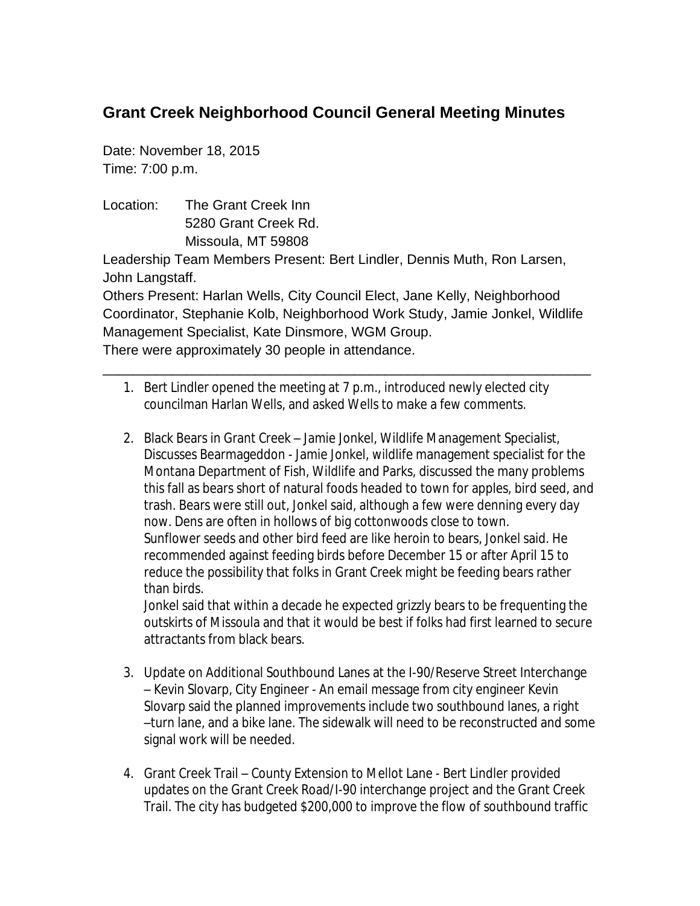# Grant Creek Neighborhood Council General Meeting Minutes

Date: November 18, 2015
Time: 7:00 p.m.

Location: The Grant Creek Inn
5280 Grant Creek Rd.
Missoula, MT 59808

Leadership Team Members Present: Bert Lindler, Dennis Muth, Ron Larsen, John Langstaff.
Others Present: Harlan Wells, City Council Elect, Jane Kelly, Neighborhood Coordinator, Stephanie Kolb, Neighborhood Work Study, Jamie Jonkel, Wildlife Management Specialist, Kate Dinsmore, WGM Group.
There were approximately 30 people in attendance.

---

1. Bert Lindler opened the meeting at 7 p.m., introduced newly elected city councilman Harlan Wells, and asked Wells to make a few comments.

2. Black Bears in Grant Creek – Jamie Jonkel, Wildlife Management Specialist, Discusses Bearmageddon - Jamie Jonkel, wildlife management specialist for the Montana Department of Fish, Wildlife and Parks, discussed the many problems this fall as bears short of natural foods headed to town for apples, bird seed, and trash. Bears were still out, Jonkel said, although a few were denning every day now. Dens are often in hollows of big cottonwoods close to town.
   Sunflower seeds and other bird feed are like heroin to bears, Jonkel said. He recommended against feeding birds before December 15 or after April 15 to reduce the possibility that folks in Grant Creek might be feeding bears rather than birds.
   Jonkel said that within a decade he expected grizzly bears to be frequenting the outskirts of Missoula and that it would be best if folks had first learned to secure attractants from black bears.

3. Update on Additional Southbound Lanes at the I-90/Reserve Street Interchange – Kevin Slovarp, City Engineer - An email message from city engineer Kevin Slovarp said the planned improvements include two southbound lanes, a right –turn lane, and a bike lane. The sidewalk will need to be reconstructed and some signal work will be needed.

4. Grant Creek Trail – County Extension to Mellot Lane - Bert Lindler provided updates on the Grant Creek Road/I-90 interchange project and the Grant Creek Trail. The city has budgeted $200,000 to improve the flow of southbound traffic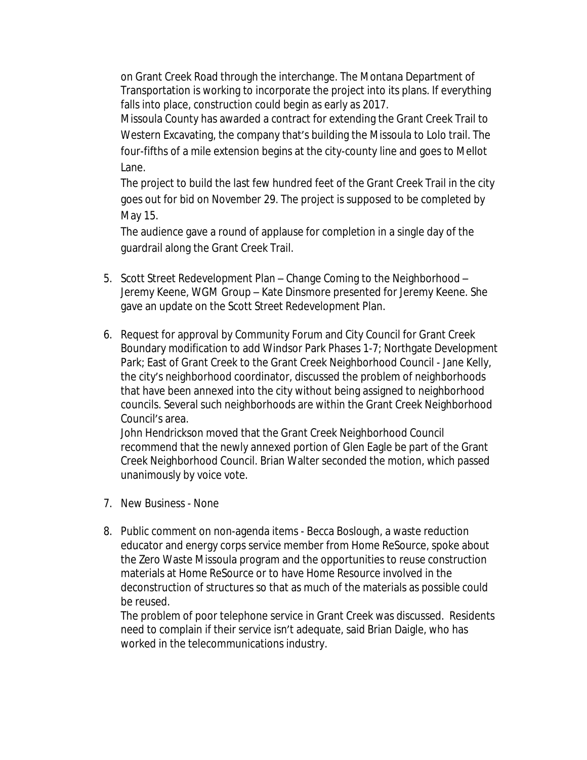on Grant Creek Road through the interchange. The Montana Department of Transportation is working to incorporate the project into its plans. If everything falls into place, construction could begin as early as 2017.

Missoula County has awarded a contract for extending the Grant Creek Trail to Western Excavating, the company that's building the Missoula to Lolo trail. The four-fifths of a mile extension begins at the city-county line and goes to Mellot Lane.

The project to build the last few hundred feet of the Grant Creek Trail in the city goes out for bid on November 29. The project is supposed to be completed by May 15.

The audience gave a round of applause for completion in a single day of the guardrail along the Grant Creek Trail.

5. Scott Street Redevelopment Plan – Change Coming to the Neighborhood – Jeremy Keene, WGM Group – Kate Dinsmore presented for Jeremy Keene. She gave an update on the Scott Street Redevelopment Plan.

6. Request for approval by Community Forum and City Council for Grant Creek Boundary modification to add Windsor Park Phases 1-7; Northgate Development Park; East of Grant Creek to the Grant Creek Neighborhood Council - Jane Kelly, the city's neighborhood coordinator, discussed the problem of neighborhoods that have been annexed into the city without being assigned to neighborhood councils. Several such neighborhoods are within the Grant Creek Neighborhood Council's area.

   John Hendrickson moved that the Grant Creek Neighborhood Council recommend that the newly annexed portion of Glen Eagle be part of the Grant Creek Neighborhood Council. Brian Walter seconded the motion, which passed unanimously by voice vote.

7. New Business - None

8. Public comment on non-agenda items - Becca Boslough, a waste reduction educator and energy corps service member from Home ReSource, spoke about the Zero Waste Missoula program and the opportunities to reuse construction materials at Home ReSource or to have Home Resource involved in the deconstruction of structures so that as much of the materials as possible could be reused.

   The problem of poor telephone service in Grant Creek was discussed. Residents need to complain if their service isn't adequate, said Brian Daigle, who has worked in the telecommunications industry.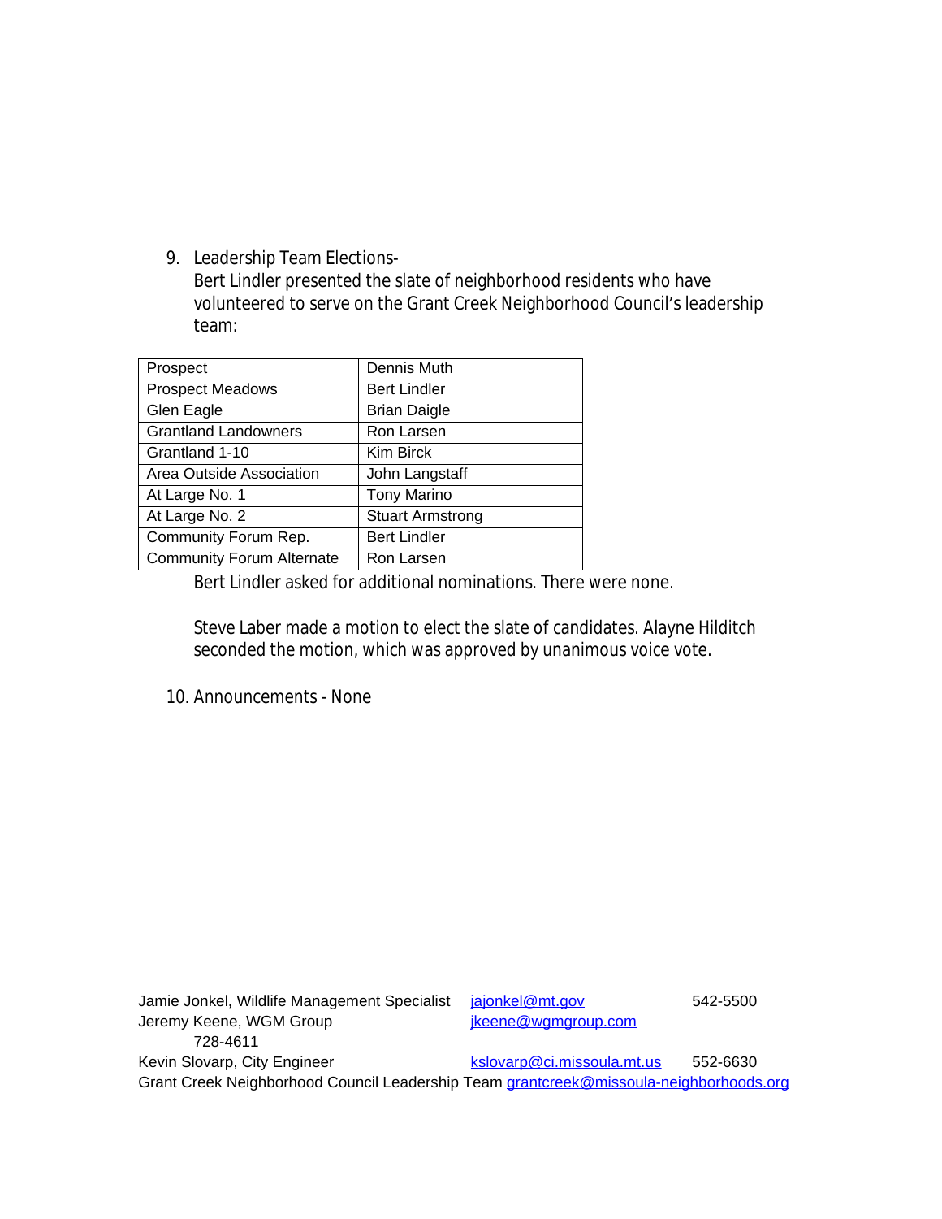9. Leadership Team Elections-
   Bert Lindler presented the slate of neighborhood residents who have volunteered to serve on the Grant Creek Neighborhood Council's leadership team:

| | |
|---|---|
| Prospect | Dennis Muth |
| Prospect Meadows | Bert Lindler |
| Glen Eagle | Brian Daigle |
| Grantland Landowners | Ron Larsen |
| Grantland 1-10 | Kim Birck |
| Area Outside Association | John Langstaff |
| At Large No. 1 | Tony Marino |
| At Large No. 2 | Stuart Armstrong |
| Community Forum Rep. | Bert Lindler |
| Community Forum Alternate | Ron Larsen |

   Bert Lindler asked for additional nominations. There were none.

   Steve Laber made a motion to elect the slate of candidates. Alayne Hilditch seconded the motion, which was approved by unanimous voice vote.

10. Announcements - None

Jamie Jonkel, Wildlife Management Specialist jajonkel@mt.gov 542-5500
Jeremy Keene, WGM Group jkeene@wgmgroup.com 728-4611
Kevin Slovarp, City Engineer kslovarp@ci.missoula.mt.us 552-6630
Grant Creek Neighborhood Council Leadership Team grantcreek@missoula-neighborhoods.org